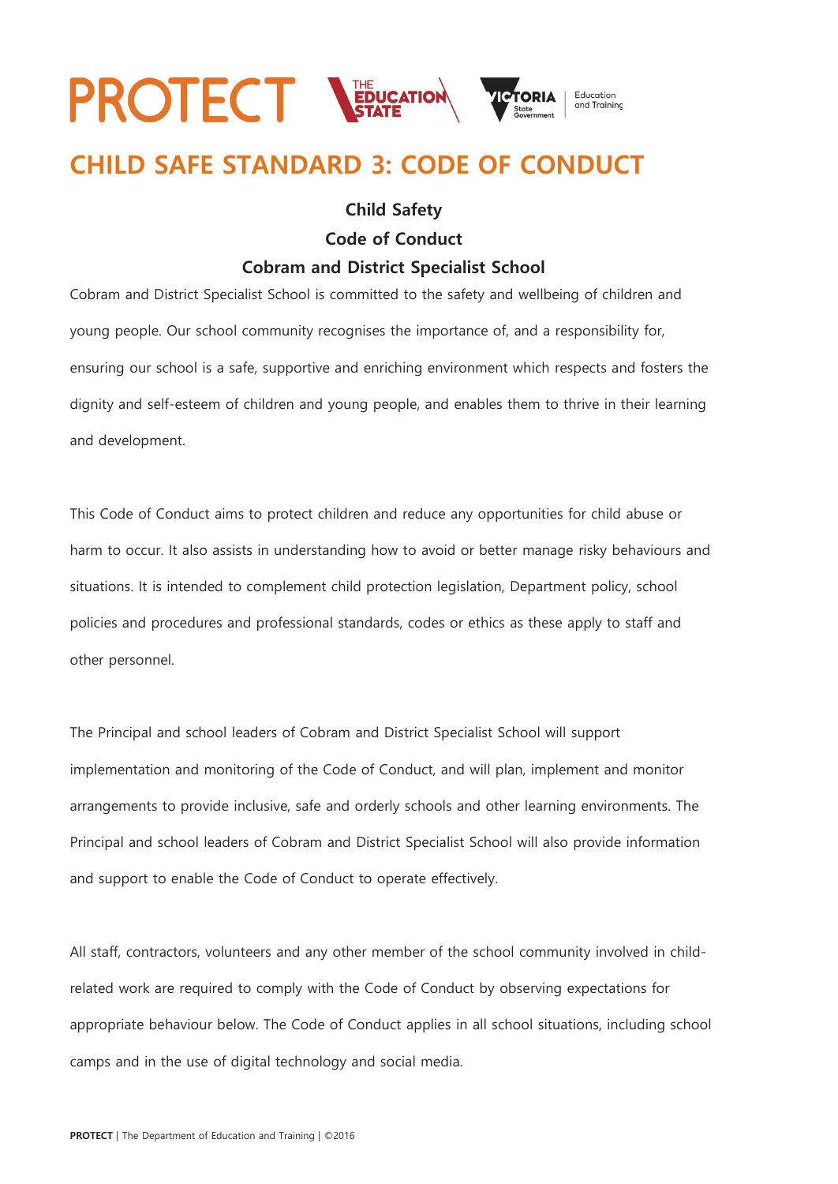PROTECT THE EDUCATION STATE VICTORIA State Government Education and Training

# CHILD SAFE STANDARD 3: CODE OF CONDUCT

**Child Safety**

**Code of Conduct**

**Cobram and District Specialist School**

Cobram and District Specialist School is committed to the safety and wellbeing of children and young people. Our school community recognises the importance of, and a responsibility for, ensuring our school is a safe, supportive and enriching environment which respects and fosters the dignity and self-esteem of children and young people, and enables them to thrive in their learning and development.

This Code of Conduct aims to protect children and reduce any opportunities for child abuse or harm to occur. It also assists in understanding how to avoid or better manage risky behaviours and situations. It is intended to complement child protection legislation, Department policy, school policies and procedures and professional standards, codes or ethics as these apply to staff and other personnel.

The Principal and school leaders of Cobram and District Specialist School will support implementation and monitoring of the Code of Conduct, and will plan, implement and monitor arrangements to provide inclusive, safe and orderly schools and other learning environments. The Principal and school leaders of Cobram and District Specialist School will also provide information and support to enable the Code of Conduct to operate effectively.

All staff, contractors, volunteers and any other member of the school community involved in child-related work are required to comply with the Code of Conduct by observing expectations for appropriate behaviour below. The Code of Conduct applies in all school situations, including school camps and in the use of digital technology and social media.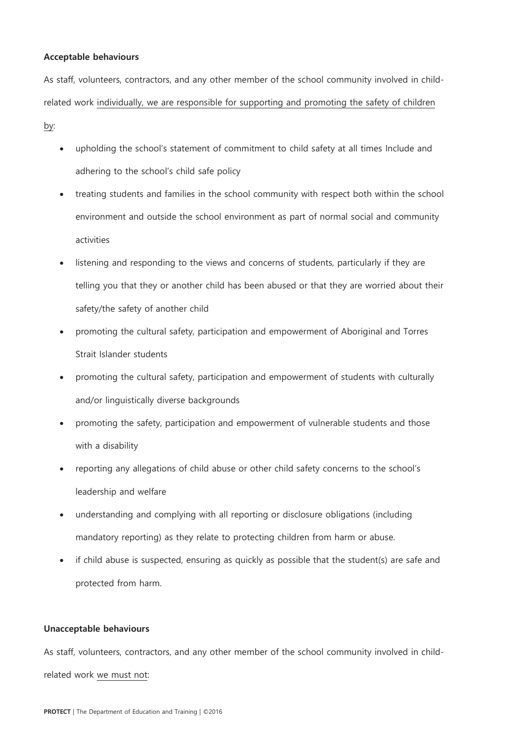**Acceptable behaviours**

As staff, volunteers, contractors, and any other member of the school community involved in child-related work individually, we are responsible for supporting and promoting the safety of children by:

- upholding the school's statement of commitment to child safety at all times Include and adhering to the school's child safe policy
- treating students and families in the school community with respect both within the school environment and outside the school environment as part of normal social and community activities
- listening and responding to the views and concerns of students, particularly if they are telling you that they or another child has been abused or that they are worried about their safety/the safety of another child
- promoting the cultural safety, participation and empowerment of Aboriginal and Torres Strait Islander students
- promoting the cultural safety, participation and empowerment of students with culturally and/or linguistically diverse backgrounds
- promoting the safety, participation and empowerment of vulnerable students and those with a disability
- reporting any allegations of child abuse or other child safety concerns to the school's leadership and welfare
- understanding and complying with all reporting or disclosure obligations (including mandatory reporting) as they relate to protecting children from harm or abuse.
- if child abuse is suspected, ensuring as quickly as possible that the student(s) are safe and protected from harm.

**Unacceptable behaviours**

As staff, volunteers, contractors, and any other member of the school community involved in child-related work we must not: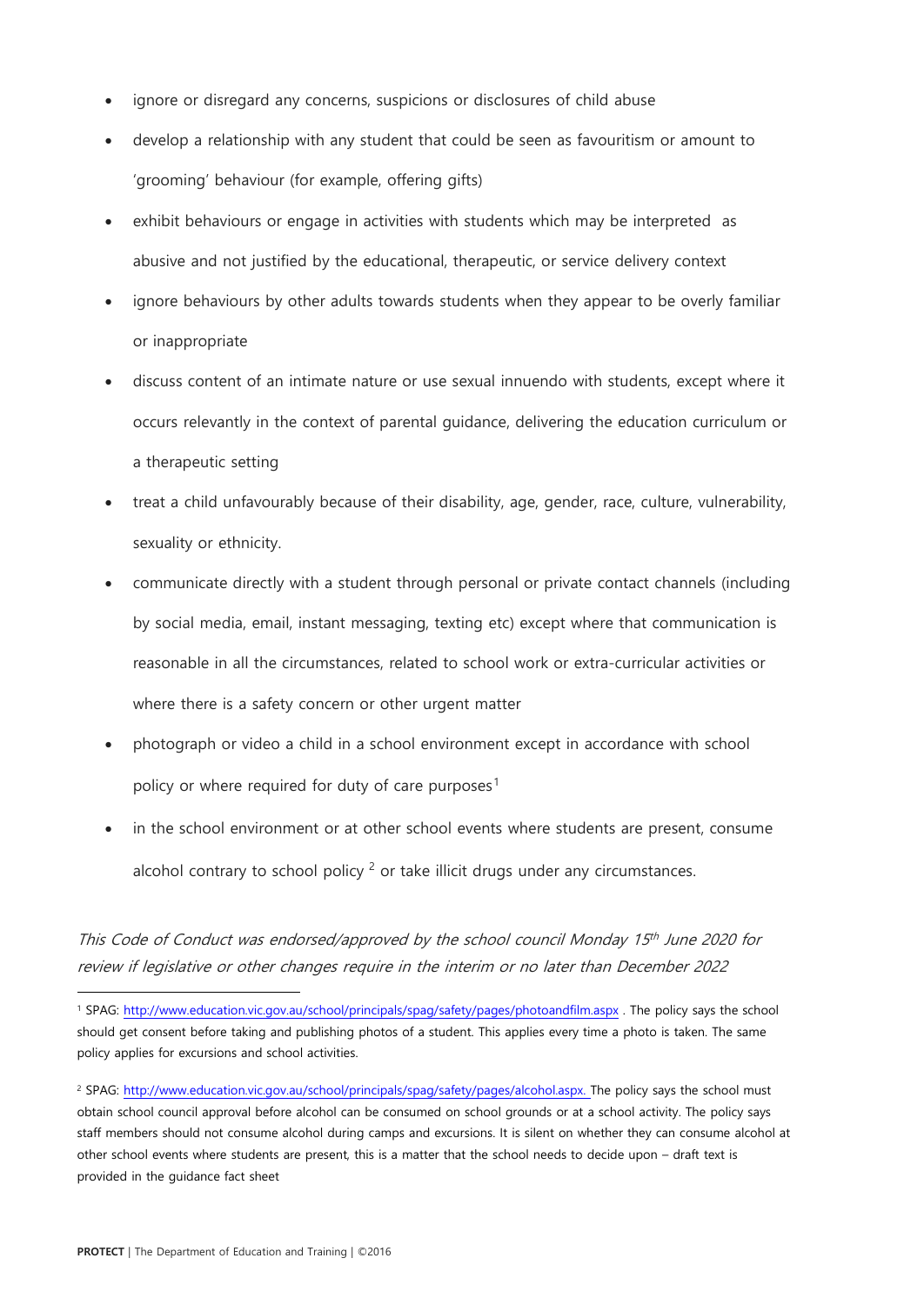- ignore or disregard any concerns, suspicions or disclosures of child abuse
- develop a relationship with any student that could be seen as favouritism or amount to 'grooming' behaviour (for example, offering gifts)
- exhibit behaviours or engage in activities with students which may be interpreted as abusive and not justified by the educational, therapeutic, or service delivery context
- ignore behaviours by other adults towards students when they appear to be overly familiar or inappropriate
- discuss content of an intimate nature or use sexual innuendo with students, except where it occurs relevantly in the context of parental guidance, delivering the education curriculum or a therapeutic setting
- treat a child unfavourably because of their disability, age, gender, race, culture, vulnerability, sexuality or ethnicity.
- communicate directly with a student through personal or private contact channels (including by social media, email, instant messaging, texting etc) except where that communication is reasonable in all the circumstances, related to school work or extra-curricular activities or where there is a safety concern or other urgent matter
- photograph or video a child in a school environment except in accordance with school policy or where required for duty of care purposes[1]
- in the school environment or at other school events where students are present, consume alcohol contrary to school policy [2] or take illicit drugs under any circumstances.

*This Code of Conduct was endorsed/approved by the school council Monday 15th June 2020 for review if legislative or other changes require in the interim or no later than December 2022*

---

[1] SPAG: http://www.education.vic.gov.au/school/principals/spag/safety/pages/photoandfilm.aspx . The policy says the school should get consent before taking and publishing photos of a student. This applies every time a photo is taken. The same policy applies for excursions and school activities.

[2] SPAG: http://www.education.vic.gov.au/school/principals/spag/safety/pages/alcohol.aspx. The policy says the school must obtain school council approval before alcohol can be consumed on school grounds or at a school activity. The policy says staff members should not consume alcohol during camps and excursions. It is silent on whether they can consume alcohol at other school events where students are present, this is a matter that the school needs to decide upon – draft text is provided in the guidance fact sheet